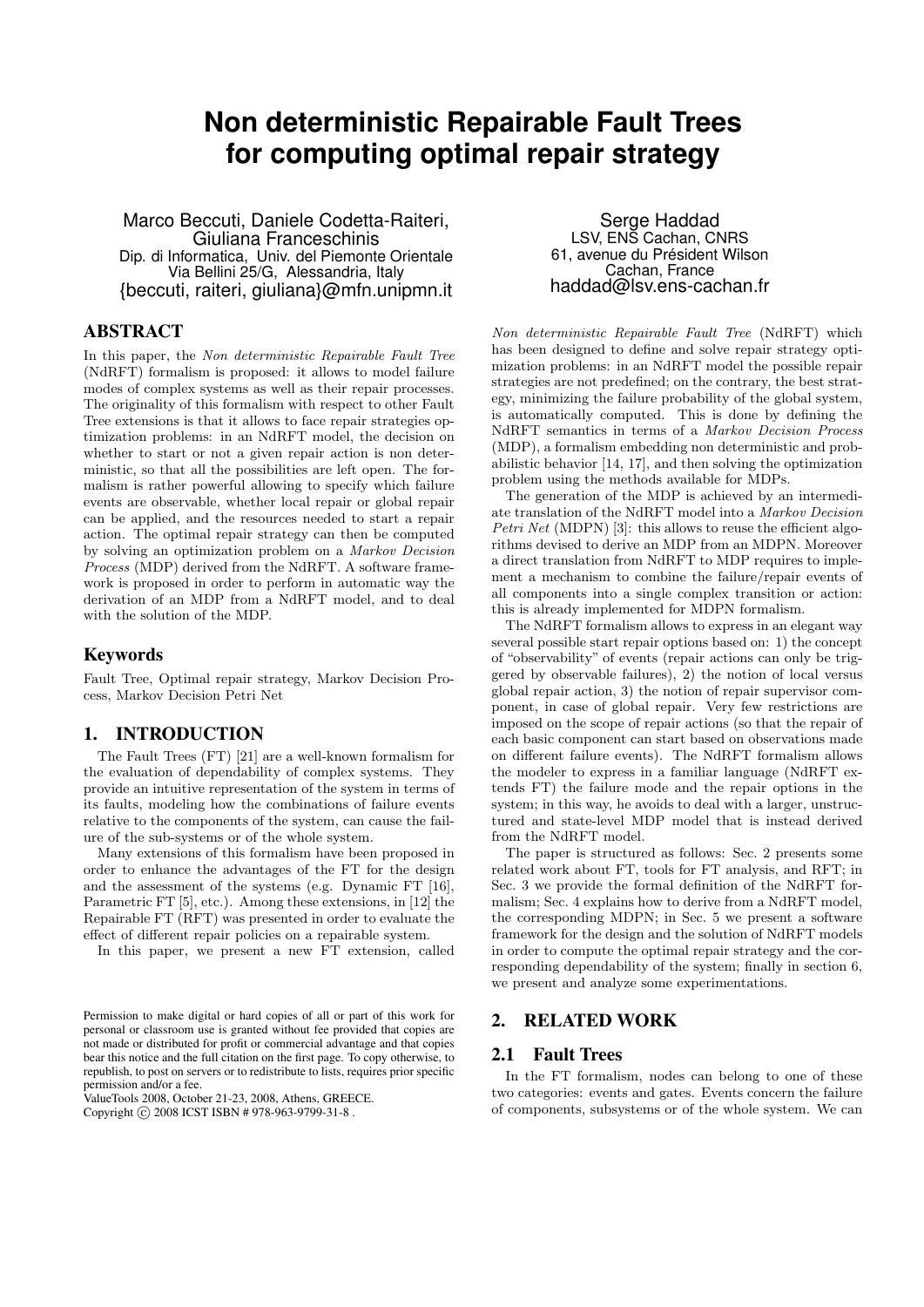# Non deterministic Repairable Fault Trees for computing optimal repair strategy

Marco Beccuti, Daniele Codetta-Raiteri, Giuliana Franceschinis
Dip. di Informatica, Univ. del Piemonte Orientale
Via Bellini 25/G, Alessandria, Italy
{beccuti, raiteri, giuliana}@mfn.unipmn.it

Serge Haddad
LSV, ENS Cachan, CNRS
61, avenue du Président Wilson
Cachan, France
haddad@lsv.ens-cachan.fr

## ABSTRACT

In this paper, the *Non deterministic Repairable Fault Tree* (NdRFT) formalism is proposed: it allows to model failure modes of complex systems as well as their repair processes. The originality of this formalism with respect to other Fault Tree extensions is that it allows to face repair strategies optimization problems: in an NdRFT model, the decision on whether to start or not a given repair action is non deterministic, so that all the possibilities are left open. The formalism is rather powerful allowing to specify which failure events are observable, whether local repair or global repair can be applied, and the resources needed to start a repair action. The optimal repair strategy can then be computed by solving an optimization problem on a *Markov Decision Process* (MDP) derived from the NdRFT. A software framework is proposed in order to perform in automatic way the derivation of an MDP from a NdRFT model, and to deal with the solution of the MDP.

## Keywords

Fault Tree, Optimal repair strategy, Markov Decision Process, Markov Decision Petri Net

## 1. INTRODUCTION

The Fault Trees (FT) [21] are a well-known formalism for the evaluation of dependability of complex systems. They provide an intuitive representation of the system in terms of its faults, modeling how the combinations of failure events relative to the components of the system, can cause the failure of the sub-systems or of the whole system.

Many extensions of this formalism have been proposed in order to enhance the advantages of the FT for the design and the assessment of the systems (e.g. Dynamic FT [16], Parametric FT [5], etc.). Among these extensions, in [12] the Repairable FT (RFT) was presented in order to evaluate the effect of different repair policies on a repairable system.

In this paper, we present a new FT extension, called *Non deterministic Repairable Fault Tree* (NdRFT) which has been designed to define and solve repair strategy optimization problems: in an NdRFT model the possible repair strategies are not predefined; on the contrary, the best strategy, minimizing the failure probability of the global system, is automatically computed. This is done by defining the NdRFT semantics in terms of a *Markov Decision Process* (MDP), a formalism embedding non deterministic and probabilistic behavior [14, 17], and then solving the optimization problem using the methods available for MDPs.

The generation of the MDP is achieved by an intermediate translation of the NdRFT model into a *Markov Decision Petri Net* (MDPN) [3]: this allows to reuse the efficient algorithms devised to derive an MDP from an MDPN. Moreover a direct translation from NdRFT to MDP requires to implement a mechanism to combine the failure/repair events of all components into a single complex transition or action: this is already implemented for MDPN formalism.

The NdRFT formalism allows to express in an elegant way several possible start repair options based on: 1) the concept of "observability" of events (repair actions can only be triggered by observable failures), 2) the notion of local versus global repair action, 3) the notion of repair supervisor component, in case of global repair. Very few restrictions are imposed on the scope of repair actions (so that the repair of each basic component can start based on observations made on different failure events). The NdRFT formalism allows the modeler to express in a familiar language (NdRFT extends FT) the failure mode and the repair options in the system; in this way, he avoids to deal with a larger, unstructured and state-level MDP model that is instead derived from the NdRFT model.

The paper is structured as follows: Sec. 2 presents some related work about FT, tools for FT analysis, and RFT; in Sec. 3 we provide the formal definition of the NdRFT formalism; Sec. 4 explains how to derive from a NdRFT model, the corresponding MDPN; in Sec. 5 we present a software framework for the design and the solution of NdRFT models in order to compute the optimal repair strategy and the corresponding dependability of the system; finally in section 6, we present and analyze some experimentations.

## 2. RELATED WORK

### 2.1 Fault Trees

In the FT formalism, nodes can belong to one of these two categories: events and gates. Events concern the failure of components, subsystems or of the whole system. We can

Permission to make digital or hard copies of all or part of this work for personal or classroom use is granted without fee provided that copies are not made or distributed for profit or commercial advantage and that copies bear this notice and the full citation on the first page. To copy otherwise, to republish, to post on servers or to redistribute to lists, requires prior specific permission and/or a fee.
ValueTools 2008, October 21-23, 2008, Athens, GREECE.
Copyright © 2008 ICST ISBN # 978-963-9799-31-8 .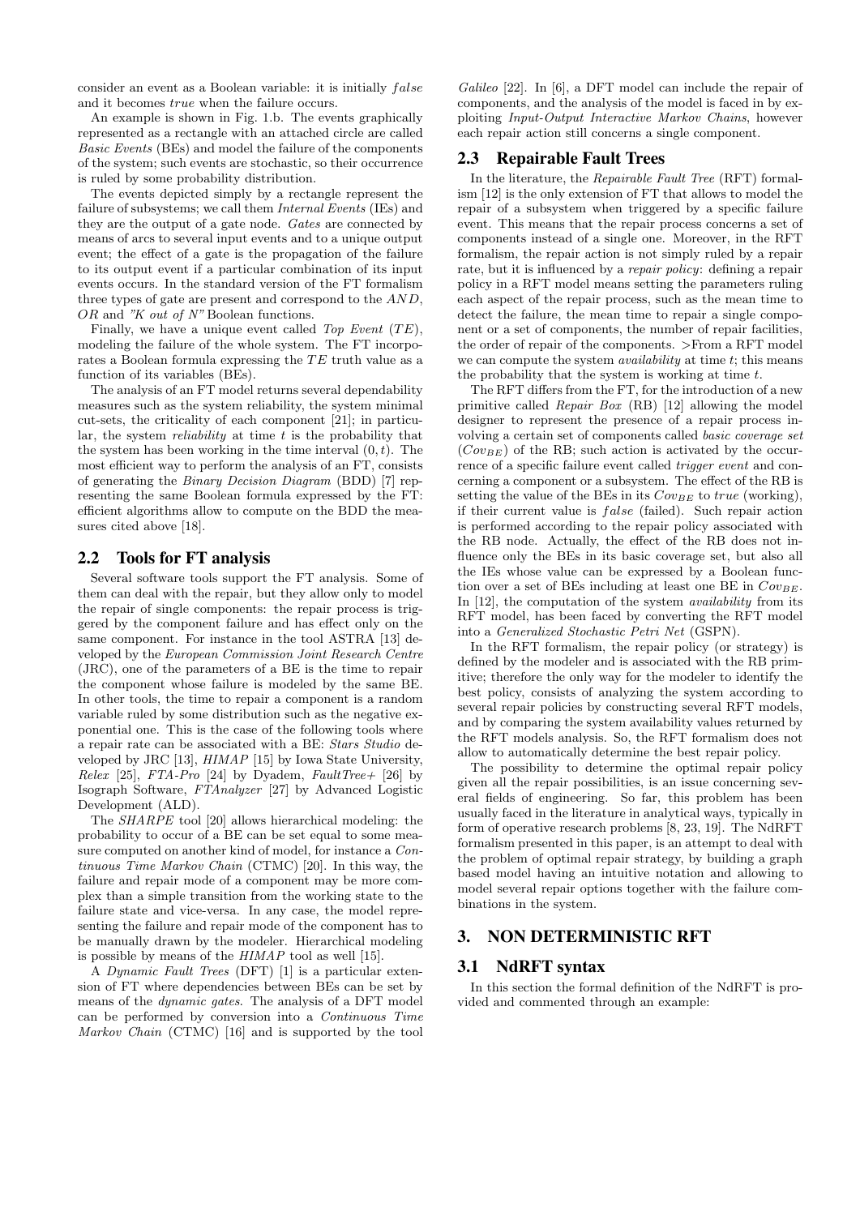consider an event as a Boolean variable: it is initially *false* and it becomes *true* when the failure occurs.

An example is shown in Fig. 1.b. The events graphically represented as a rectangle with an attached circle are called *Basic Events* (BEs) and model the failure of the components of the system; such events are stochastic, so their occurrence is ruled by some probability distribution.

The events depicted simply by a rectangle represent the failure of subsystems; we call them *Internal Events* (IEs) and they are the output of a gate node. *Gates* are connected by means of arcs to several input events and to a unique output event; the effect of a gate is the propagation of the failure to its output event if a particular combination of its input events occurs. In the standard version of the FT formalism three types of gate are present and correspond to the *AND*, *OR* and *"K out of N"* Boolean functions.

Finally, we have a unique event called *Top Event* (*TE*), modeling the failure of the whole system. The FT incorporates a Boolean formula expressing the *TE* truth value as a function of its variables (BEs).

The analysis of an FT model returns several dependability measures such as the system reliability, the system minimal cut-sets, the criticality of each component [21]; in particular, the system *reliability* at time $t$ is the probability that the system has been working in the time interval $(0, t)$. The most efficient way to perform the analysis of an FT, consists of generating the *Binary Decision Diagram* (BDD) [7] representing the same Boolean formula expressed by the FT: efficient algorithms allow to compute on the BDD the measures cited above [18].

## 2.2 Tools for FT analysis

Several software tools support the FT analysis. Some of them can deal with the repair, but they allow only to model the repair of single components: the repair process is triggered by the component failure and has effect only on the same component. For instance in the tool ASTRA [13] developed by the *European Commission Joint Research Centre* (JRC), one of the parameters of a BE is the time to repair the component whose failure is modeled by the same BE. In other tools, the time to repair a component is a random variable ruled by some distribution such as the negative exponential one. This is the case of the following tools where a repair rate can be associated with a BE: *Stars Studio* developed by JRC [13], *HIMAP* [15] by Iowa State University, *Relex* [25], *FTA-Pro* [24] by Dyadem, *FaultTree+* [26] by Isograph Software, *FTAnalyzer* [27] by Advanced Logistic Development (ALD).

The *SHARPE* tool [20] allows hierarchical modeling: the probability to occur of a BE can be set equal to some measure computed on another kind of model, for instance a *Continuous Time Markov Chain* (CTMC) [20]. In this way, the failure and repair mode of a component may be more complex than a simple transition from the working state to the failure state and vice-versa. In any case, the model representing the failure and repair mode of the component has to be manually drawn by the modeler. Hierarchical modeling is possible by means of the *HIMAP* tool as well [15].

A *Dynamic Fault Trees* (DFT) [1] is a particular extension of FT where dependencies between BEs can be set by means of the *dynamic gates*. The analysis of a DFT model can be performed by conversion into a *Continuous Time Markov Chain* (CTMC) [16] and is supported by the tool *Galileo* [22]. In [6], a DFT model can include the repair of components, and the analysis of the model is faced in by exploiting *Input-Output Interactive Markov Chains*, however each repair action still concerns a single component.

## 2.3 Repairable Fault Trees

In the literature, the *Repairable Fault Tree* (RFT) formalism [12] is the only extension of FT that allows to model the repair of a subsystem when triggered by a specific failure event. This means that the repair process concerns a set of components instead of a single one. Moreover, in the RFT formalism, the repair action is not simply ruled by a repair rate, but it is influenced by a *repair policy*: defining a repair policy in a RFT model means setting the parameters ruling each aspect of the repair process, such as the mean time to detect the failure, the mean time to repair a single component or a set of components, the number of repair facilities, the order of repair of the components. >From a RFT model we can compute the system *availability* at time $t$; this means the probability that the system is working at time $t$.

The RFT differs from the FT, for the introduction of a new primitive called *Repair Box* (RB) [12] allowing the model designer to represent the presence of a repair process involving a certain set of components called *basic coverage set* ($Cov_{BE}$) of the RB; such action is activated by the occurrence of a specific failure event called *trigger event* and concerning a component or a subsystem. The effect of the RB is setting the value of the BEs in its $Cov_{BE}$ to *true* (working), if their current value is *false* (failed). Such repair action is performed according to the repair policy associated with the RB node. Actually, the effect of the RB does not influence only the BEs in its basic coverage set, but also all the IEs whose value can be expressed by a Boolean function over a set of BEs including at least one BE in $Cov_{BE}$. In [12], the computation of the system *availability* from its RFT model, has been faced by converting the RFT model into a *Generalized Stochastic Petri Net* (GSPN).

In the RFT formalism, the repair policy (or strategy) is defined by the modeler and is associated with the RB primitive; therefore the only way for the modeler to identify the best policy, consists of analyzing the system according to several repair policies by constructing several RFT models, and by comparing the system availability values returned by the RFT models analysis. So, the RFT formalism does not allow to automatically determine the best repair policy.

The possibility to determine the optimal repair policy given all the repair possibilities, is an issue concerning several fields of engineering. So far, this problem has been usually faced in the literature in analytical ways, typically in form of operative research problems [8, 23, 19]. The NdRFT formalism presented in this paper, is an attempt to deal with the problem of optimal repair strategy, by building a graph based model having an intuitive notation and allowing to model several repair options together with the failure combinations in the system.

# 3. NON DETERMINISTIC RFT

## 3.1 NdRFT syntax

In this section the formal definition of the NdRFT is provided and commented through an example: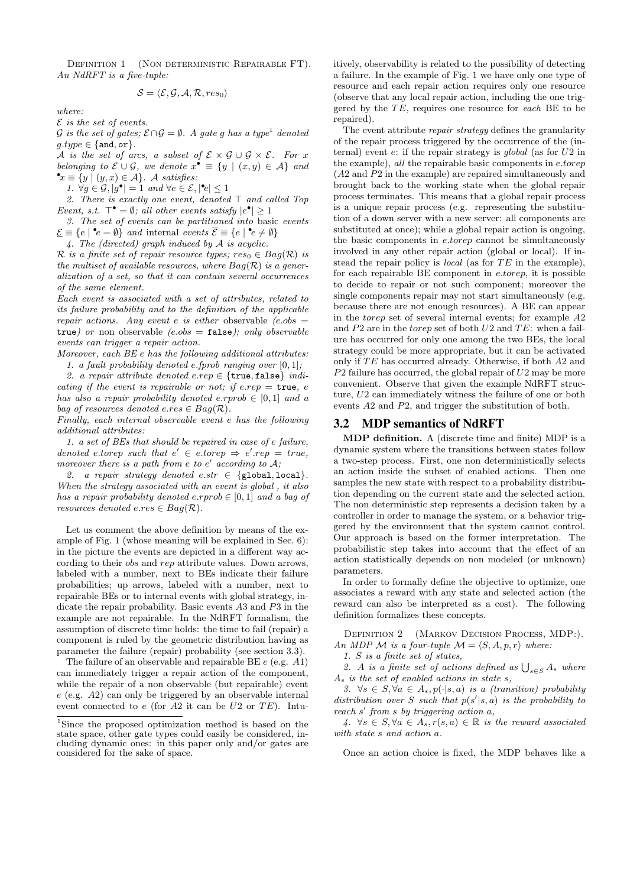Definition 1 (Non deterministic Repairable FT). *An NdRFT is a five-tuple:*

$$\mathcal{S} = \langle \mathcal{E}, \mathcal{G}, \mathcal{A}, \mathcal{R}, res_0 \rangle$$

*where:*

*$\mathcal{E}$ is the set of events.*

*$\mathcal{G}$ is the set of gates; $\mathcal{E} \cap \mathcal{G} = \emptyset$. A gate $g$ has a type[1] denoted $g.type \in \{\texttt{and}, \texttt{or}\}$.*

*$\mathcal{A}$ is the set of arcs, a subset of $\mathcal{E} \times \mathcal{G} \cup \mathcal{G} \times \mathcal{E}$. For $x$ belonging to $\mathcal{E} \cup \mathcal{G}$, we denote $x^\bullet \equiv \{y \mid (x,y) \in \mathcal{A}\}$ and ${}^\bullet x \equiv \{y \mid (y,x) \in \mathcal{A}\}$. $\mathcal{A}$ satisfies:*

*1. $\forall g \in \mathcal{G}, |g^\bullet| = 1$ and $\forall e \in \mathcal{E}, |{}^\bullet e| \leq 1$*

*2. There is exactly one event, denoted $\top$ and called Top Event, s.t. $\top^\bullet = \emptyset$; all other events satisfy $|e^\bullet| \geq 1$*

*3. The set of events can be partitioned into* basic *events $\underline{\mathcal{E}} \equiv \{e \mid {}^\bullet e = \emptyset\}$ and* internal *events $\overline{\mathcal{E}} \equiv \{e \mid {}^\bullet e \neq \emptyset\}$*

*4. The (directed) graph induced by $\mathcal{A}$ is acyclic.*

*$\mathcal{R}$ is a finite set of repair resource types; $res_0 \in Bag(\mathcal{R})$ is the multiset of available resources, where $Bag(\mathcal{R})$ is a generalization of a set, so that it can contain several occurrences of the same element.*

*Each event is associated with a set of attributes, related to its failure probability and to the definition of the applicable repair actions. Any event $e$ is either* observable *($e.obs$ = $\texttt{true}$) or* non observable *($e.obs$ = $\texttt{false}$); only observable events can trigger a repair action.*

*Moreover, each BE $e$ has the following additional attributes:*

*1. a fault probability denoted $e.fprob$ ranging over $[0, 1]$;*

*2. a repair attribute denoted $e.rep \in \{\texttt{true}, \texttt{false}\}$ indicating if the event is repairable or not; if $e.rep$ = $\texttt{true}$, $e$ has also a repair probability denoted $e.rprob \in [0, 1]$ and a bag of resources denoted $e.res \in Bag(\mathcal{R})$.*

*Finally, each internal observable event $e$ has the following additional attributes:*

*1. a set of BEs that should be repaired in case of $e$ failure, denoted $e.torep$ such that $e' \in e.torep \Rightarrow e'.rep = true$, moreover there is a path from $e$ to $e'$ according to $\mathcal{A}$;*

*2. a repair strategy denoted $e.str \in \{\texttt{global}, \texttt{local}\}$. When the strategy associated with an event is global , it also has a repair probability denoted $e.rprob \in [0, 1]$ and a bag of resources denoted $e.res \in Bag(\mathcal{R})$.*

Let us comment the above definition by means of the example of Fig. 1 (whose meaning will be explained in Sec. 6): in the picture the events are depicted in a different way according to their *obs* and *rep* attribute values. Down arrows, labeled with a number, next to BEs indicate their failure probabilities; up arrows, labeled with a number, next to repairable BEs or to internal events with global strategy, indicate the repair probability. Basic events $A3$ and $P3$ in the example are not repairable. In the NdRFT formalism, the assumption of discrete time holds: the time to fail (repair) a component is ruled by the geometric distribution having as parameter the failure (repair) probability (see section 3.3).

The failure of an observable and repairable BE $e$ (e.g. $A1$) can immediately trigger a repair action of the component, while the repair of a non observable (but repairable) event $e$ (e.g. $A2$) can only be triggered by an observable internal event connected to $e$ (for $A2$ it can be $U2$ or $TE$). Intuitively, observability is related to the possibility of detecting a failure. In the example of Fig. 1 we have only one type of resource and each repair action requires only one resource (observe that any local repair action, including the one triggered by the $TE$, requires one resource for *each* BE to be repaired).

The event attribute *repair strategy* defines the granularity of the repair process triggered by the occurrence of the (internal) event $e$: if the repair strategy is *global* (as for $U2$ in the example), *all* the repairable basic components in $e.torep$ ($A2$ and $P2$ in the example) are repaired simultaneously and brought back to the working state when the global repair process terminates. This means that a global repair process is a unique repair process (e.g. representing the substitution of a down server with a new server: all components are substituted at once); while a global repair action is ongoing, the basic components in $e.torep$ cannot be simultaneously involved in any other repair action (global or local). If instead the repair policy is *local* (as for $TE$ in the example), for each repairable BE component in $e.torep$, it is possible to decide to repair or not such component; moreover the single components repair may not start simultaneously (e.g. because there are not enough resources). A BE can appear in the *torep* set of several internal events; for example $A2$ and $P2$ are in the *torep* set of both $U2$ and $TE$: when a failure has occurred for only one among the two BEs, the local strategy could be more appropriate, but it can be activated only if $TE$ has occurred already. Otherwise, if both $A2$ and $P2$ failure has occurred, the global repair of $U2$ may be more convenient. Observe that given the example NdRFT structure, $U2$ can immediately witness the failure of one or both events $A2$ and $P2$, and trigger the substitution of both.

## 3.2 MDP semantics of NdRFT

**MDP definition.** A (discrete time and finite) MDP is a dynamic system where the transitions between states follow a two-step process. First, one non deterministically selects an action inside the subset of enabled actions. Then one samples the new state with respect to a probability distribution depending on the current state and the selected action. The non deterministic step represents a decision taken by a controller in order to manage the system, or a behavior triggered by the environment that the system cannot control. Our approach is based on the former interpretation. The probabilistic step takes into account that the effect of an action statistically depends on non modeled (or unknown) parameters.

In order to formally define the objective to optimize, one associates a reward with any state and selected action (the reward can also be interpreted as a cost). The following definition formalizes these concepts.

Definition 2 (Markov Decision Process, MDP:). *An MDP $\mathcal{M}$ is a four-tuple $\mathcal{M} = \langle S, A, p, r \rangle$ where:*

*1. $S$ is a finite set of states,*

*2. $A$ is a finite set of actions defined as $\bigcup_{s \in S} A_s$ where $A_s$ is the set of enabled actions in state $s$,*

*3. $\forall s \in S, \forall a \in A_s, p(\cdot|s, a)$ is a (transition) probability distribution over $S$ such that $p(s'|s, a)$ is the probability to reach $s'$ from $s$ by triggering action $a$,*

*4. $\forall s \in S, \forall a \in A_s, r(s, a) \in \mathbb{R}$ is the reward associated with state $s$ and action $a$.*

Once an action choice is fixed, the MDP behaves like a

[1] Since the proposed optimization method is based on the state space, other gate types could easily be considered, including dynamic ones: in this paper only and/or gates are considered for the sake of space.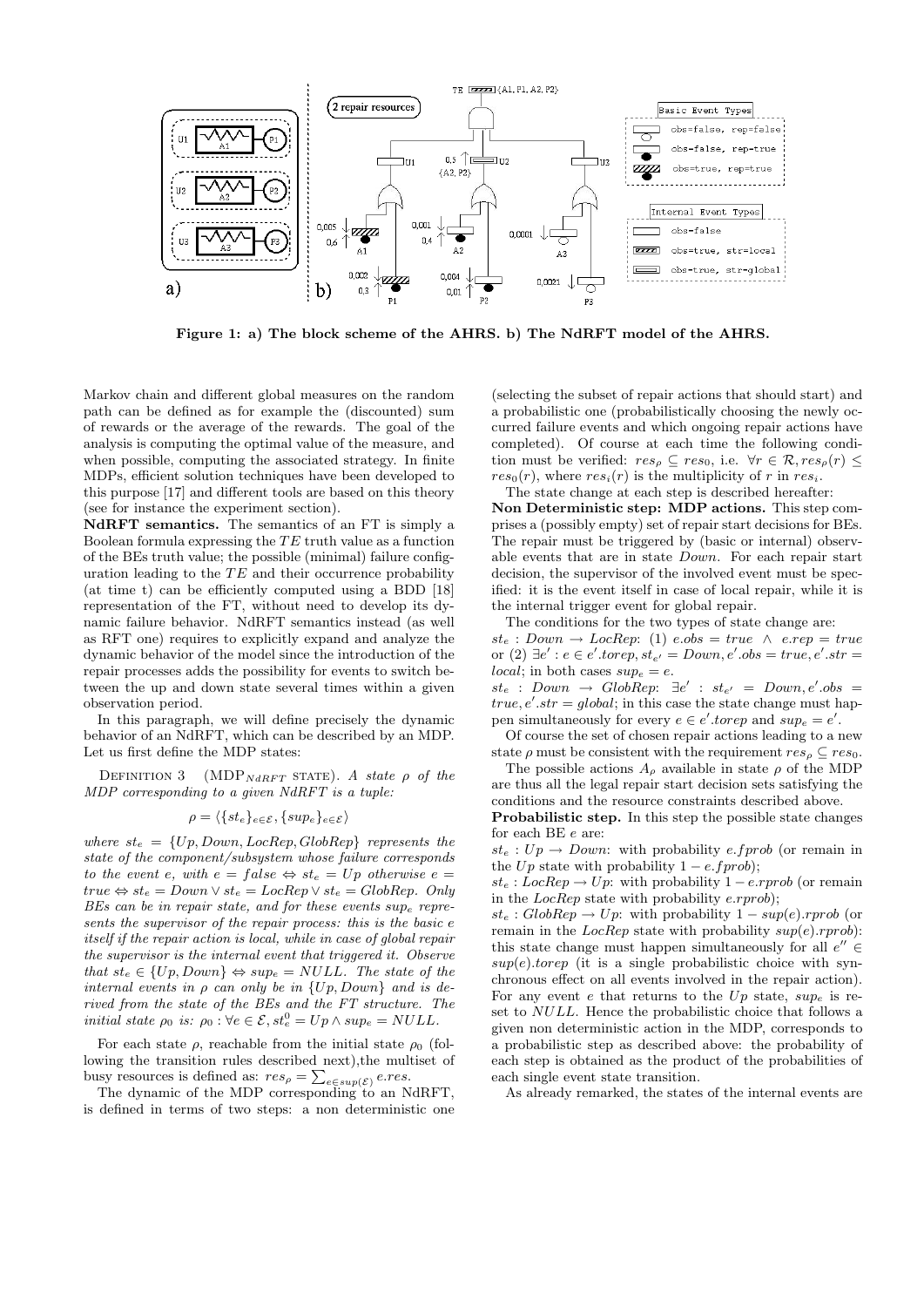Figure 1: a) The block scheme of the AHRS. b) The NdRFT model of the AHRS.

Markov chain and different global measures on the random path can be defined as for example the (discounted) sum of rewards or the average of the rewards. The goal of the analysis is computing the optimal value of the measure, and when possible, computing the associated strategy. In finite MDPs, efficient solution techniques have been developed to this purpose [17] and different tools are based on this theory (see for instance the experiment section).

**NdRFT semantics.** The semantics of an FT is simply a Boolean formula expressing the $TE$ truth value as a function of the BEs truth value; the possible (minimal) failure configuration leading to the $TE$ and their occurrence probability (at time t) can be efficiently computed using a BDD [18] representation of the FT, without need to develop its dynamic failure behavior. NdRFT semantics instead (as well as RFT one) requires to explicitly expand and analyze the dynamic behavior of the model since the introduction of the repair processes adds the possibility for events to switch between the up and down state several times within a given observation period.

In this paragraph, we will define precisely the dynamic behavior of an NdRFT, which can be described by an MDP. Let us first define the MDP states:

Definition 3 (MDP$_{NdRFT}$ state). *A state $\rho$ of the MDP corresponding to a given NdRFT is a tuple:*

$$\rho = \langle \{st_e\}_{e \in \mathcal{E}}, \{sup_e\}_{e \in \mathcal{E}} \rangle$$

*where $st_e = \{Up, Down, LocRep, GlobRep\}$ represents the state of the component/subsystem whose failure corresponds to the event $e$, with $e = false \Leftrightarrow st_e = Up$ otherwise $e = true \Leftrightarrow st_e = Down \vee st_e = LocRep \vee st_e = GlobRep$. Only BEs can be in repair state, and for these events $sup_e$ represents the supervisor of the repair process: this is the basic $e$ itself if the repair action is local, while in case of global repair the supervisor is the internal event that triggered it. Observe that $st_e \in \{Up, Down\} \Leftrightarrow sup_e = NULL$. The state of the internal events in $\rho$ can only be in $\{Up, Down\}$ and is derived from the state of the BEs and the FT structure. The initial state $\rho_0$ is: $\rho_0 : \forall e \in \mathcal{E}, st^0_e = Up \wedge sup_e = NULL$.*

For each state $\rho$, reachable from the initial state $\rho_0$ (following the transition rules described next),the multiset of busy resources is defined as: $res_\rho = \sum_{e \in sup(\mathcal{E})} e.res$.

The dynamic of the MDP corresponding to an NdRFT, is defined in terms of two steps: a non deterministic one (selecting the subset of repair actions that should start) and a probabilistic one (probabilistically choosing the newly occurred failure events and which ongoing repair actions have completed). Of course at each time the following condition must be verified: $res_\rho \subseteq res_0$, i.e. $\forall r \in \mathcal{R}, res_\rho(r) \leq res_0(r)$, where $res_i(r)$ is the multiplicity of $r$ in $res_i$.

The state change at each step is described hereafter:

**Non Deterministic step: MDP actions.** This step comprises a (possibly empty) set of repair start decisions for BEs. The repair must be triggered by (basic or internal) observable events that are in state *Down*. For each repair start decision, the supervisor of the involved event must be specified: it is the event itself in case of local repair, while it is the internal trigger event for global repair.

The conditions for the two types of state change are:

$st_e : Down \rightarrow LocRep$: (1) $e.obs = true \wedge e.rep = true$ or (2) $\exists e' : e \in e'.torep, st_{e'} = Down, e'.obs = true, e'.str = local$; in both cases $sup_e = e$.

$st_e : Down \rightarrow GlobRep$: $\exists e' : st_{e'} = Down, e'.obs = true, e'.str = global$; in this case the state change must happen simultaneously for every $e \in e'.torep$ and $sup_e = e'$.

Of course the set of chosen repair actions leading to a new state $\rho$ must be consistent with the requirement $res_\rho \subseteq res_0$.

The possible actions $A_\rho$ available in state $\rho$ of the MDP are thus all the legal repair start decision sets satisfying the conditions and the resource constraints described above.

**Probabilistic step.** In this step the possible state changes for each BE $e$ are:

$st_e : Up \rightarrow Down$: with probability $e.fprob$ (or remain in the $Up$ state with probability $1 - e.fprob$);

$st_e : LocRep \rightarrow Up$: with probability $1 - e.rprob$ (or remain in the $LocRep$ state with probability $e.rprob$);

$st_e : GlobRep \rightarrow Up$: with probability $1 - sup(e).rprob$ (or remain in the $LocRep$ state with probability $sup(e).rprob$): this state change must happen simultaneously for all $e'' \in sup(e).torep$ (it is a single probabilistic choice with synchronous effect on all events involved in the repair action). For any event $e$ that returns to the $Up$ state, $sup_e$ is reset to $NULL$. Hence the probabilistic choice that follows a given non deterministic action in the MDP, corresponds to a probabilistic step as described above: the probability of each step is obtained as the product of the probabilities of each single event state transition.

As already remarked, the states of the internal events are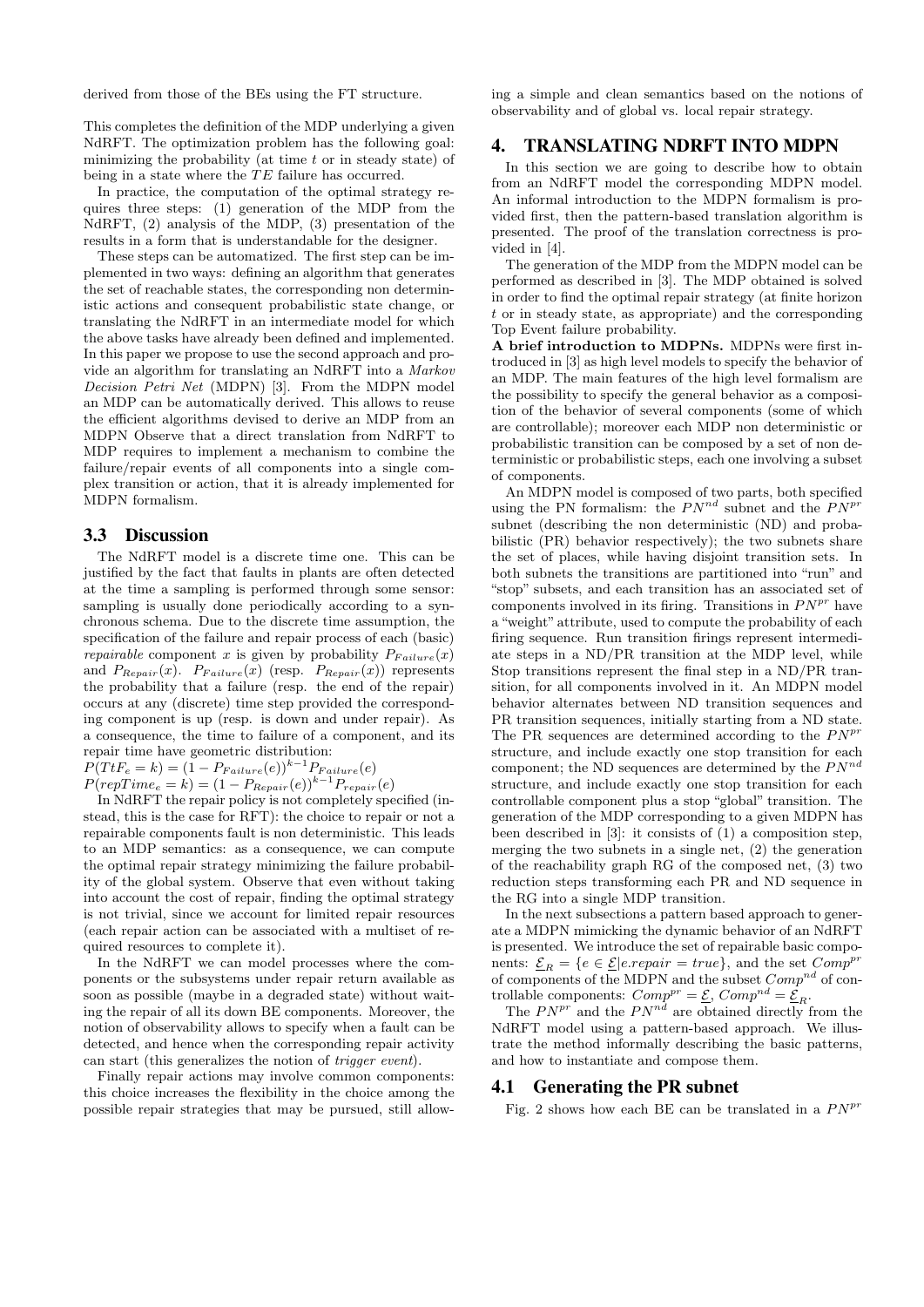derived from those of the BEs using the FT structure.

This completes the definition of the MDP underlying a given NdRFT. The optimization problem has the following goal: minimizing the probability (at time $t$ or in steady state) of being in a state where the $TE$ failure has occurred.

In practice, the computation of the optimal strategy requires three steps: (1) generation of the MDP from the NdRFT, (2) analysis of the MDP, (3) presentation of the results in a form that is understandable for the designer.

These steps can be automatized. The first step can be implemented in two ways: defining an algorithm that generates the set of reachable states, the corresponding non deterministic actions and consequent probabilistic state change, or translating the NdRFT in an intermediate model for which the above tasks have already been defined and implemented. In this paper we propose to use the second approach and provide an algorithm for translating an NdRFT into a *Markov Decision Petri Net* (MDPN) [3]. From the MDPN model an MDP can be automatically derived. This allows to reuse the efficient algorithms devised to derive an MDP from an MDPN Observe that a direct translation from NdRFT to MDP requires to implement a mechanism to combine the failure/repair events of all components into a single complex transition or action, that it is already implemented for MDPN formalism.

## 3.3 Discussion

The NdRFT model is a discrete time one. This can be justified by the fact that faults in plants are often detected at the time a sampling is performed through some sensor: sampling is usually done periodically according to a synchronous schema. Due to the discrete time assumption, the specification of the failure and repair process of each (basic) *repairable* component $x$ is given by probability $P_{Failure}(x)$ and $P_{Repair}(x)$. $P_{Failure}(x)$ (resp. $P_{Repair}(x)$) represents the probability that a failure (resp. the end of the repair) occurs at any (discrete) time step provided the corresponding component is up (resp. is down and under repair). As a consequence, the time to failure of a component, and its repair time have geometric distribution:

$P(TtF_e = k) = (1 - P_{Failure}(e))^{k-1} P_{Failure}(e)$

$P(repTime_e = k) = (1 - P_{Repair}(e))^{k-1} P_{repair}(e)$

In NdRFT the repair policy is not completely specified (instead, this is the case for RFT): the choice to repair or not a repairable components fault is non deterministic. This leads to an MDP semantics: as a consequence, we can compute the optimal repair strategy minimizing the failure probability of the global system. Observe that even without taking into account the cost of repair, finding the optimal strategy is not trivial, since we account for limited repair resources (each repair action can be associated with a multiset of required resources to complete it).

In the NdRFT we can model processes where the components or the subsystems under repair return available as soon as possible (maybe in a degraded state) without waiting the repair of all its down BE components. Moreover, the notion of observability allows to specify when a fault can be detected, and hence when the corresponding repair activity can start (this generalizes the notion of *trigger event*).

Finally repair actions may involve common components: this choice increases the flexibility in the choice among the possible repair strategies that may be pursued, still allowing a simple and clean semantics based on the notions of observability and of global vs. local repair strategy.

# 4. TRANSLATING NDRFT INTO MDPN

In this section we are going to describe how to obtain from an NdRFT model the corresponding MDPN model. An informal introduction to the MDPN formalism is provided first, then the pattern-based translation algorithm is presented. The proof of the translation correctness is provided in [4].

The generation of the MDP from the MDPN model can be performed as described in [3]. The MDP obtained is solved in order to find the optimal repair strategy (at finite horizon $t$ or in steady state, as appropriate) and the corresponding Top Event failure probability.

**A brief introduction to MDPNs.** MDPNs were first introduced in [3] as high level models to specify the behavior of an MDP. The main features of the high level formalism are the possibility to specify the general behavior as a composition of the behavior of several components (some of which are controllable); moreover each MDP non deterministic or probabilistic transition can be composed by a set of non deterministic or probabilistic steps, each one involving a subset of components.

An MDPN model is composed of two parts, both specified using the PN formalism: the $PN^{nd}$ subnet and the $PN^{pr}$ subnet (describing the non deterministic (ND) and probabilistic (PR) behavior respectively); the two subnets share the set of places, while having disjoint transition sets. In both subnets the transitions are partitioned into "run" and "stop" subsets, and each transition has an associated set of components involved in its firing. Transitions in $PN^{pr}$ have a "weight" attribute, used to compute the probability of each firing sequence. Run transition firings represent intermediate steps in a ND/PR transition at the MDP level, while Stop transitions represent the final step in a ND/PR transition, for all components involved in it. An MDPN model behavior alternates between ND transition sequences and PR transition sequences, initially starting from a ND state. The PR sequences are determined according to the $PN^{pr}$ structure, and include exactly one stop transition for each component; the ND sequences are determined by the $PN^{nd}$ structure, and include exactly one stop transition for each controllable component plus a stop "global" transition. The generation of the MDP corresponding to a given MDPN has been described in [3]: it consists of (1) a composition step, merging the two subnets in a single net, (2) the generation of the reachability graph RG of the composed net, (3) two reduction steps transforming each PR and ND sequence in the RG into a single MDP transition.

In the next subsections a pattern based approach to generate a MDPN mimicking the dynamic behavior of an NdRFT is presented. We introduce the set of repairable basic components: $\underline{\mathcal{E}}_R = \{e \in \underline{\mathcal{E}} | e.repair = true\}$, and the set $Comp^{pr}$ of components of the MDPN and the subset $Comp^{nd}$ of controllable components: $Comp^{pr} = \underline{\mathcal{E}}$, $Comp^{nd} = \underline{\mathcal{E}}_R$.

The $PN^{pr}$ and the $PN^{nd}$ are obtained directly from the NdRFT model using a pattern-based approach. We illustrate the method informally describing the basic patterns, and how to instantiate and compose them.

## 4.1 Generating the PR subnet

Fig. 2 shows how each BE can be translated in a $PN^{pr}$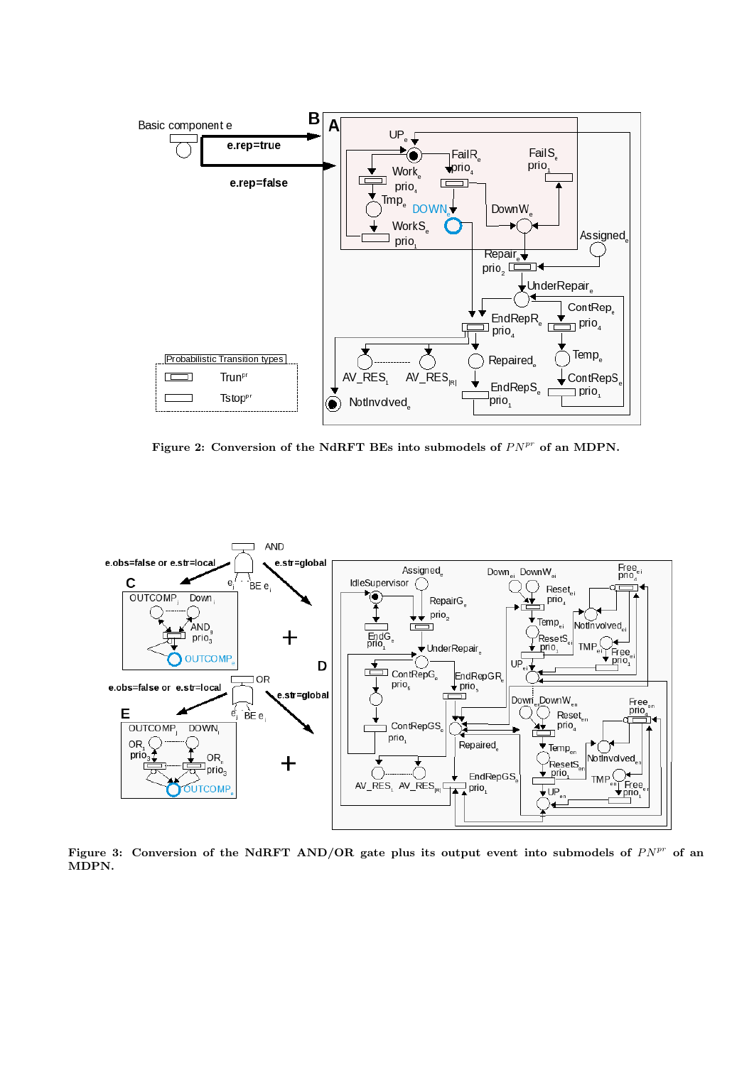Figure 2: Conversion of the NdRFT BEs into submodels of $PN^{pr}$ of an MDPN.

Figure 3: Conversion of the NdRFT AND/OR gate plus its output event into submodels of $PN^{pr}$ of an MDPN.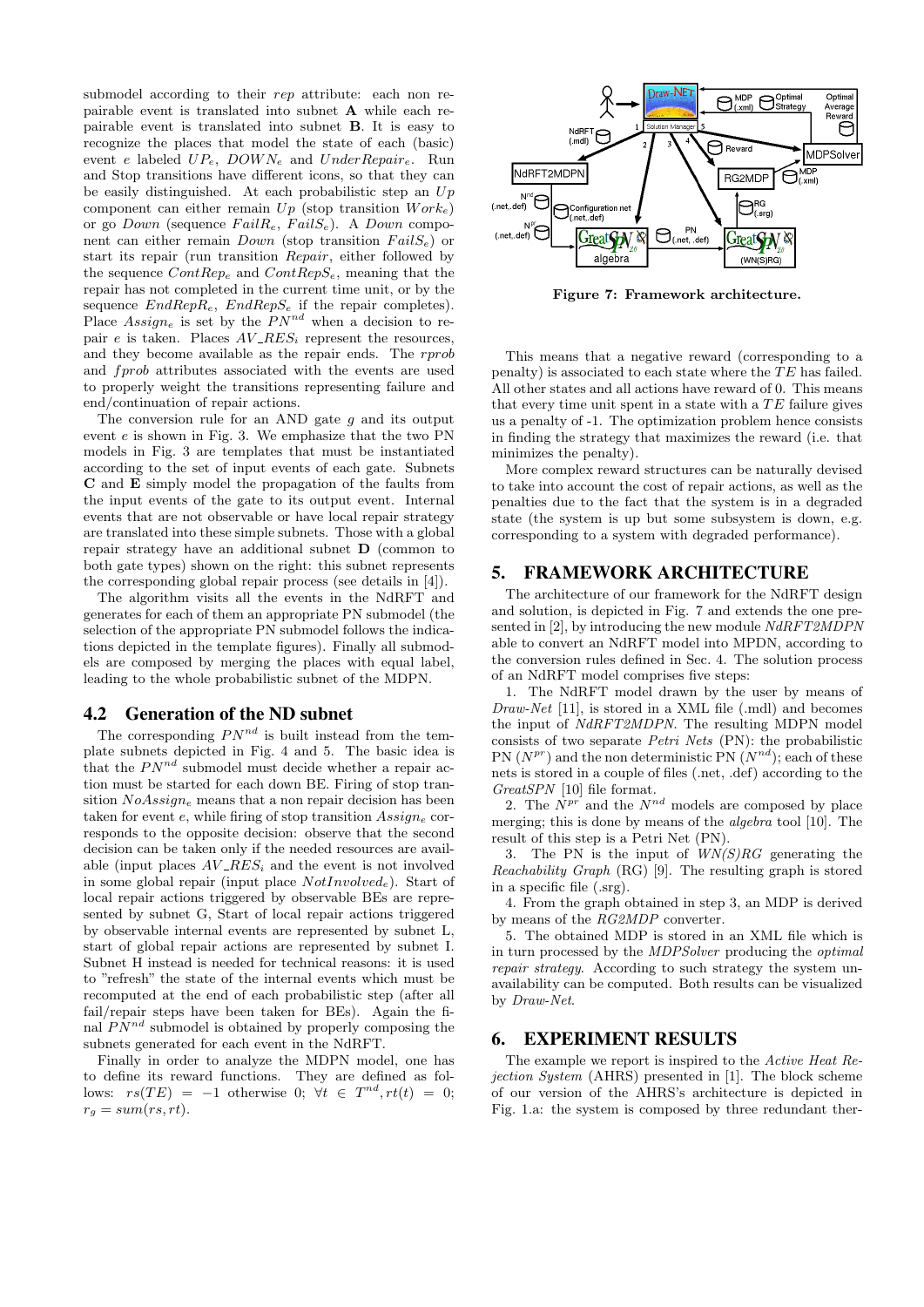submodel according to their *rep* attribute: each non repairable event is translated into subnet **A** while each repairable event is translated into subnet **B**. It is easy to recognize the places that model the state of each (basic) event $e$ labeled $UP_e$, $DOWN_e$ and $UnderRepair_e$. Run and Stop transitions have different icons, so that they can be easily distinguished. At each probabilistic step an $Up$ component can either remain $Up$ (stop transition $Work_e$) or go $Down$ (sequence $FailR_e$, $FailS_e$). A $Down$ component can either remain $Down$ (stop transition $FailS_e$) or start its repair (run transition $Repair$, either followed by the sequence $ContRep_e$ and $ContRepS_e$, meaning that the repair has not completed in the current time unit, or by the sequence $EndRepR_e$, $EndRepS_e$ if the repair completes). Place $Assign_e$ is set by the $PN^{nd}$ when a decision to repair $e$ is taken. Places $AV\_RES_i$ represent the resources, and they become available as the repair ends. The *rprob* and *fprob* attributes associated with the events are used to properly weight the transitions representing failure and end/continuation of repair actions.

The conversion rule for an AND gate $g$ and its output event $e$ is shown in Fig. 3. We emphasize that the two PN models in Fig. 3 are templates that must be instantiated according to the set of input events of each gate. Subnets **C** and **E** simply model the propagation of the faults from the input events of the gate to its output event. Internal events that are not observable or have local repair strategy are translated into these simple subnets. Those with a global repair strategy have an additional subnet **D** (common to both gate types) shown on the right: this subnet represents the corresponding global repair process (see details in [4]).

The algorithm visits all the events in the NdRFT and generates for each of them an appropriate PN submodel (the selection of the appropriate PN submodel follows the indications depicted in the template figures). Finally all submodels are composed by merging the places with equal label, leading to the whole probabilistic subnet of the MDPN.

### 4.2 Generation of the ND subnet

The corresponding $PN^{nd}$ is built instead from the template subnets depicted in Fig. 4 and 5. The basic idea is that the $PN^{nd}$ submodel must decide whether a repair action must be started for each down BE. Firing of stop transition $NoAssign_e$ means that a non repair decision has been taken for event $e$, while firing of stop transition $Assign_e$ corresponds to the opposite decision: observe that the second decision can be taken only if the needed resources are available (input places $AV\_RES_i$ and the event is not involved in some global repair (input place $NotInvolved_e$). Start of local repair actions triggered by observable BEs are represented by subnet G, Start of local repair actions triggered by observable internal events are represented by subnet L, start of global repair actions are represented by subnet I. Subnet H instead is needed for technical reasons: it is used to "refresh" the state of the internal events which must be recomputed at the end of each probabilistic step (after all fail/repair steps have been taken for BEs). Again the final $PN^{nd}$ submodel is obtained by properly composing the subnets generated for each event in the NdRFT.

Finally in order to analyze the MDPN model, one has to define its reward functions. They are defined as follows: $rs(TE) = -1$ otherwise 0; $\forall t \in T^{nd}, rt(t) = 0$; $r_g = sum(rs, rt)$.

Figure 7: Framework architecture.

This means that a negative reward (corresponding to a penalty) is associated to each state where the $TE$ has failed. All other states and all actions have reward of 0. This means that every time unit spent in a state with a $TE$ failure gives us a penalty of -1. The optimization problem hence consists in finding the strategy that maximizes the reward (i.e. that minimizes the penalty).

More complex reward structures can be naturally devised to take into account the cost of repair actions, as well as the penalties due to the fact that the system is in a degraded state (the system is up but some subsystem is down, e.g. corresponding to a system with degraded performance).

## 5. FRAMEWORK ARCHITECTURE

The architecture of our framework for the NdRFT design and solution, is depicted in Fig. 7 and extends the one presented in [2], by introducing the new module *NdRFT2MDPN* able to convert an NdRFT model into MPDN, according to the conversion rules defined in Sec. 4. The solution process of an NdRFT model comprises five steps:

1. The NdRFT model drawn by the user by means of *Draw-Net* [11], is stored in a XML file (.mdl) and becomes the input of *NdRFT2MDPN*. The resulting MDPN model consists of two separate *Petri Nets* (PN): the probabilistic PN ($N^{pr}$) and the non deterministic PN ($N^{nd}$); each of these nets is stored in a couple of files (.net, .def) according to the *GreatSPN* [10] file format.

2. The $N^{pr}$ and the $N^{nd}$ models are composed by place merging; this is done by means of the *algebra* tool [10]. The result of this step is a Petri Net (PN).

3. The PN is the input of *WN(S)RG* generating the *Reachability Graph* (RG) [9]. The resulting graph is stored in a specific file (.srg).

4. From the graph obtained in step 3, an MDP is derived by means of the *RG2MDP* converter.

5. The obtained MDP is stored in an XML file which is in turn processed by the *MDPSolver* producing the *optimal repair strategy*. According to such strategy the system unavailability can be computed. Both results can be visualized by *Draw-Net*.

## 6. EXPERIMENT RESULTS

The example we report is inspired to the *Active Heat Rejection System* (AHRS) presented in [1]. The block scheme of our version of the AHRS's architecture is depicted in Fig. 1.a: the system is composed by three redundant ther-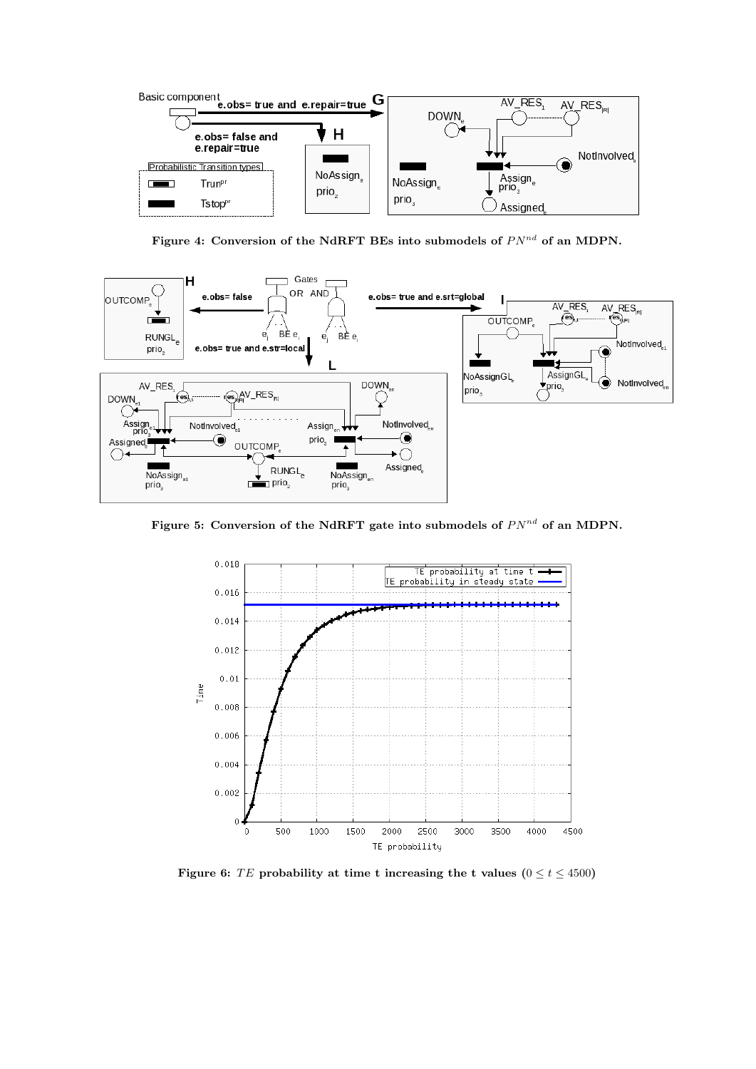Figure 4: Conversion of the NdRFT BEs into submodels of $PN^{nd}$ of an MDPN.

Figure 5: Conversion of the NdRFT gate into submodels of $PN^{nd}$ of an MDPN.

Figure 6: $TE$ probability at time t increasing the t values ($0 \leq t \leq 4500$)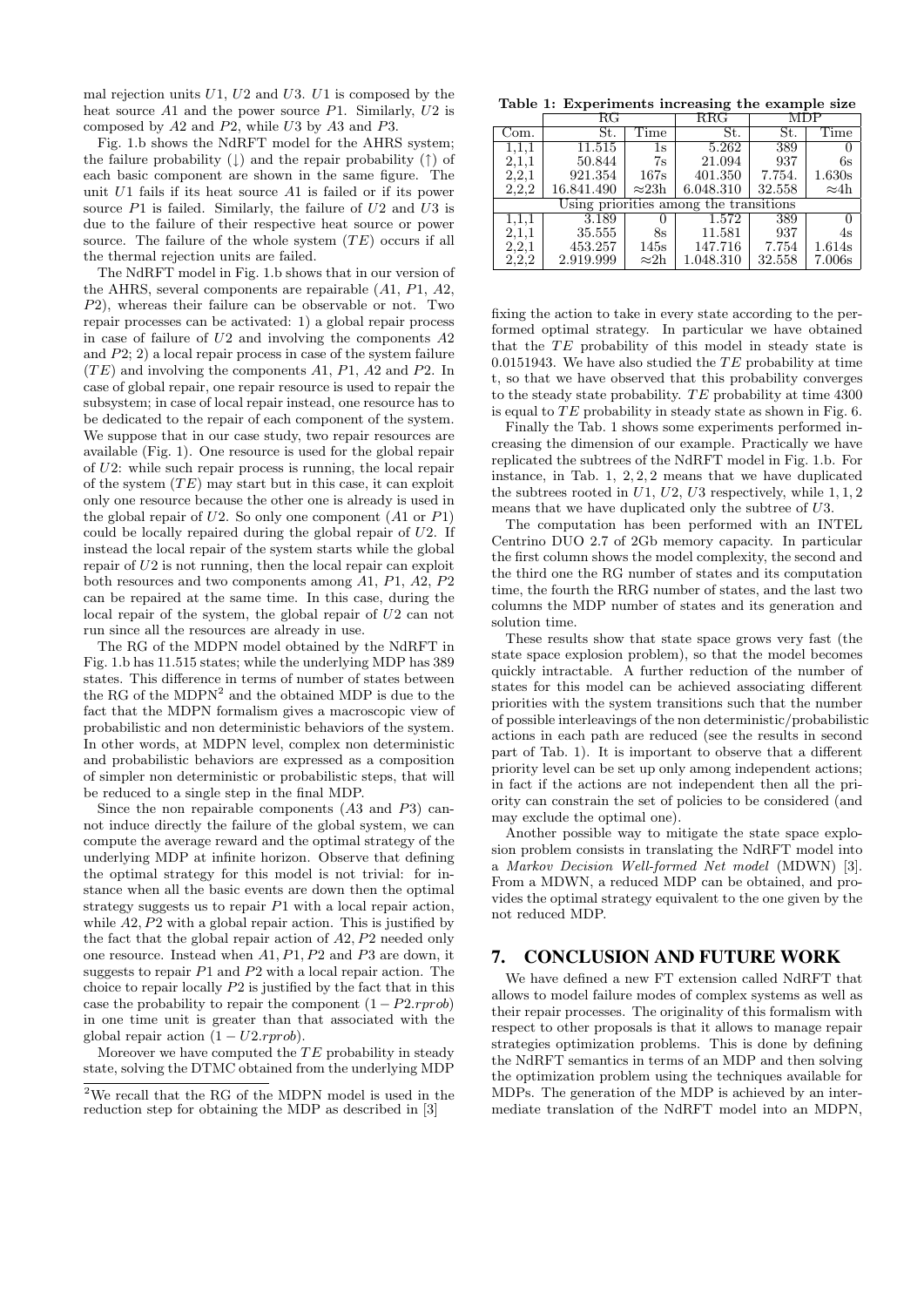mal rejection units $U1$, $U2$ and $U3$. $U1$ is composed by the heat source $A1$ and the power source $P1$. Similarly, $U2$ is composed by $A2$ and $P2$, while $U3$ by $A3$ and $P3$.

Fig. 1.b shows the NdRFT model for the AHRS system; the failure probability (↓) and the repair probability (↑) of each basic component are shown in the same figure. The unit $U1$ fails if its heat source $A1$ is failed or if its power source $P1$ is failed. Similarly, the failure of $U2$ and $U3$ is due to the failure of their respective heat source or power source. The failure of the whole system ($TE$) occurs if all the thermal rejection units are failed.

The NdRFT model in Fig. 1.b shows that in our version of the AHRS, several components are repairable ($A1$, $P1$, $A2$, $P2$), whereas their failure can be observable or not. Two repair processes can be activated: 1) a global repair process in case of failure of $U2$ and involving the components $A2$ and $P2$; 2) a local repair process in case of the system failure ($TE$) and involving the components $A1$, $P1$, $A2$ and $P2$. In case of global repair, one repair resource is used to repair the subsystem; in case of local repair instead, one resource has to be dedicated to the repair of each component of the system. We suppose that in our case study, two repair resources are available (Fig. 1). One resource is used for the global repair of $U2$: while such repair process is running, the local repair of the system ($TE$) may start but in this case, it can exploit only one resource because the other one is already is used in the global repair of $U2$. So only one component ($A1$ or $P1$) could be locally repaired during the global repair of $U2$. If instead the local repair of the system starts while the global repair of $U2$ is not running, then the local repair can exploit both resources and two components among $A1$, $P1$, $A2$, $P2$ can be repaired at the same time. In this case, during the local repair of the system, the global repair of $U2$ can not run since all the resources are already in use.

The RG of the MDPN model obtained by the NdRFT in Fig. 1.b has 11.515 states; while the underlying MDP has 389 states. This difference in terms of number of states between the RG of the MDPN[2] and the obtained MDP is due to the fact that the MDPN formalism gives a macroscopic view of probabilistic and non deterministic behaviors of the system. In other words, at MDPN level, complex non deterministic and probabilistic behaviors are expressed as a composition of simpler non deterministic or probabilistic steps, that will be reduced to a single step in the final MDP.

Since the non repairable components ($A3$ and $P3$) cannot induce directly the failure of the global system, we can compute the average reward and the optimal strategy of the underlying MDP at infinite horizon. Observe that defining the optimal strategy for this model is not trivial: for instance when all the basic events are down then the optimal strategy suggests us to repair $P1$ with a local repair action, while $A2$, $P2$ with a global repair action. This is justified by the fact that the global repair action of $A2$, $P2$ needed only one resource. Instead when $A1$, $P1$, $P2$ and $P3$ are down, it suggests to repair $P1$ and $P2$ with a local repair action. The choice to repair locally $P2$ is justified by the fact that in this case the probability to repair the component $(1 - P2.rprob)$ in one time unit is greater than that associated with the global repair action $(1 - U2.rprob)$.

Moreover we have computed the $TE$ probability in steady state, solving the DTMC obtained from the underlying MDP fixing the action to take in every state according to the performed optimal strategy. In particular we have obtained that the $TE$ probability of this model in steady state is 0.0151943. We have also studied the $TE$ probability at time t, so that we have observed that this probability converges to the steady state probability. $TE$ probability at time 4300 is equal to $TE$ probability in steady state as shown in Fig. 6.

Finally the Tab. 1 shows some experiments performed increasing the dimension of our example. Practically we have replicated the subtrees of the NdRFT model in Fig. 1.b. For instance, in Tab. 1, 2, 2, 2 means that we have duplicated the subtrees rooted in $U1$, $U2$, $U3$ respectively, while 1, 1, 2 means that we have duplicated only the subtree of $U3$.

**Table 1: Experiments increasing the example size**

| | RG | | RRG | MDP | |
|---|---|---|---|---|---|
| Com. | St. | Time | St. | St. | Time |
| 1,1,1 | 11.515 | 1s | 5.262 | 389 | 0 |
| 2,1,1 | 50.844 | 7s | 21.094 | 937 | 6s |
| 2,2,1 | 921.354 | 167s | 401.350 | 7.754. | 1.630s |
| 2,2,2 | 16.841.490 | ≈23h | 6.048.310 | 32.558 | ≈4h |
| Using priorities among the transitions | | | | | |
| 1,1,1 | 3.189 | 0 | 1.572 | 389 | 0 |
| 2,1,1 | 35.555 | 8s | 11.581 | 937 | 4s |
| 2,2,1 | 453.257 | 145s | 147.716 | 7.754 | 1.614s |
| 2,2,2 | 2.919.999 | ≈2h | 1.048.310 | 32.558 | 7.006s |

The computation has been performed with an INTEL Centrino DUO 2.7 of 2Gb memory capacity. In particular the first column shows the model complexity, the second and the third one the RG number of states and its computation time, the fourth the RRG number of states, and the last two columns the MDP number of states and its generation and solution time.

These results show that state space grows very fast (the state space explosion problem), so that the model becomes quickly intractable. A further reduction of the number of states for this model can be achieved associating different priorities with the system transitions such that the number of possible interleavings of the non deterministic/probabilistic actions in each path are reduced (see the results in second part of Tab. 1). It is important to observe that a different priority level can be set up only among independent actions; in fact if the actions are not independent then all the priority can constrain the set of policies to be considered (and may exclude the optimal one).

Another possible way to mitigate the state space explosion problem consists in translating the NdRFT model into a *Markov Decision Well-formed Net model* (MDWN) [3]. From a MDWN, a reduced MDP can be obtained, and provides the optimal strategy equivalent to the one given by the not reduced MDP.

## 7. CONCLUSION AND FUTURE WORK

We have defined a new FT extension called NdRFT that allows to model failure modes of complex systems as well as their repair processes. The originality of this formalism with respect to other proposals is that it allows to manage repair strategies optimization problems. This is done by defining the NdRFT semantics in terms of an MDP and then solving the optimization problem using the techniques available for MDPs. The generation of the MDP is achieved by an intermediate translation of the NdRFT model into an MDPN,

[2] We recall that the RG of the MDPN model is used in the reduction step for obtaining the MDP as described in [3]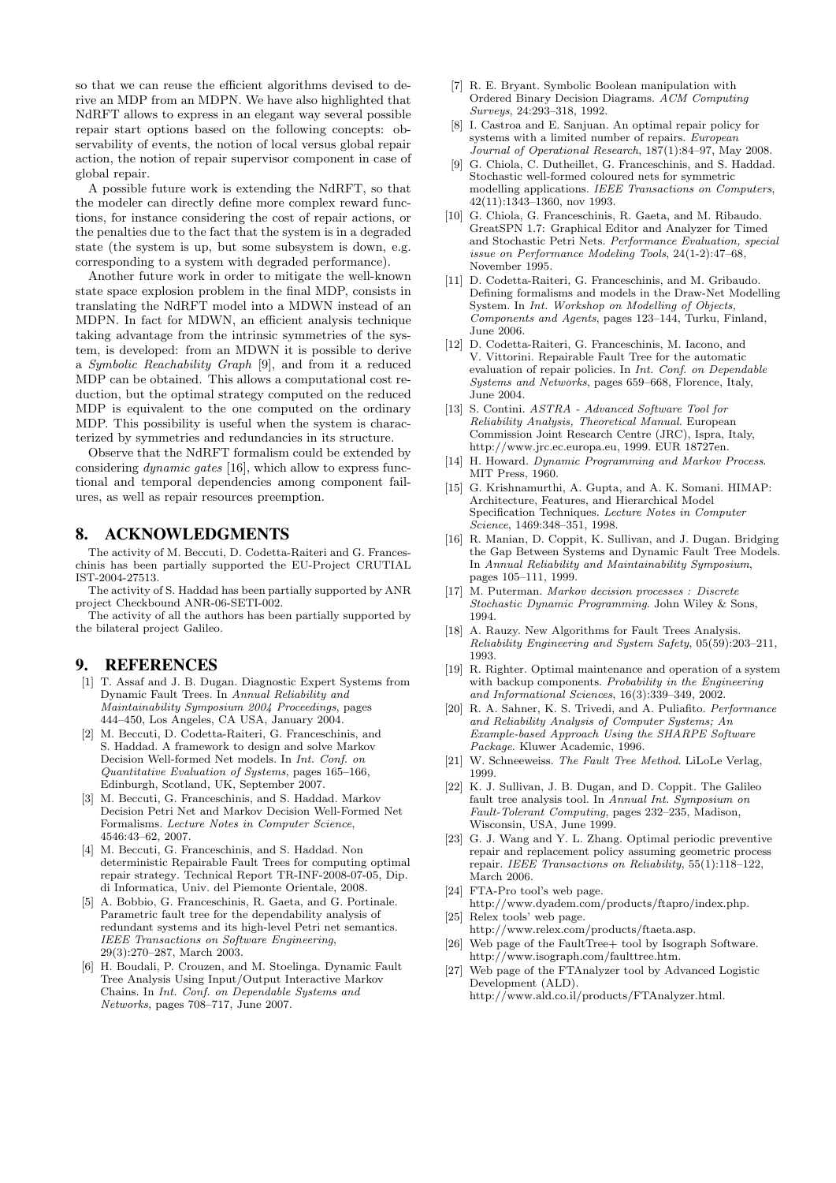so that we can reuse the efficient algorithms devised to derive an MDP from an MDPN. We have also highlighted that NdRFT allows to express in an elegant way several possible repair start options based on the following concepts: observability of events, the notion of local versus global repair action, the notion of repair supervisor component in case of global repair.

A possible future work is extending the NdRFT, so that the modeler can directly define more complex reward functions, for instance considering the cost of repair actions, or the penalties due to the fact that the system is in a degraded state (the system is up, but some subsystem is down, e.g. corresponding to a system with degraded performance).

Another future work in order to mitigate the well-known state space explosion problem in the final MDP, consists in translating the NdRFT model into a MDWN instead of an MDPN. In fact for MDWN, an efficient analysis technique taking advantage from the intrinsic symmetries of the system, is developed: from an MDWN it is possible to derive a *Symbolic Reachability Graph* [9], and from it a reduced MDP can be obtained. This allows a computational cost reduction, but the optimal strategy computed on the reduced MDP is equivalent to the one computed on the ordinary MDP. This possibility is useful when the system is characterized by symmetries and redundancies in its structure.

Observe that the NdRFT formalism could be extended by considering *dynamic gates* [16], which allow to express functional and temporal dependencies among component failures, as well as repair resources preemption.

## 8. ACKNOWLEDGMENTS

The activity of M. Beccuti, D. Codetta-Raiteri and G. Franceschinis has been partially supported the EU-Project CRUTIAL IST-2004-27513.

The activity of S. Haddad has been partially supported by ANR project Checkbound ANR-06-SETI-002.

The activity of all the authors has been partially supported by the bilateral project Galileo.

## 9. REFERENCES

[1] T. Assaf and J. B. Dugan. Diagnostic Expert Systems from Dynamic Fault Trees. In *Annual Reliability and Maintainability Symposium 2004 Proceedings*, pages 444–450, Los Angeles, CA USA, January 2004.

[2] M. Beccuti, D. Codetta-Raiteri, G. Franceschinis, and S. Haddad. A framework to design and solve Markov Decision Well-formed Net models. In *Int. Conf. on Quantitative Evaluation of Systems*, pages 165–166, Edinburgh, Scotland, UK, September 2007.

[3] M. Beccuti, G. Franceschinis, and S. Haddad. Markov Decision Petri Net and Markov Decision Well-Formed Net Formalisms. *Lecture Notes in Computer Science*, 4546:43–62, 2007.

[4] M. Beccuti, G. Franceschinis, and S. Haddad. Non deterministic Repairable Fault Trees for computing optimal repair strategy. Technical Report TR-INF-2008-07-05, Dip. di Informatica, Univ. del Piemonte Orientale, 2008.

[5] A. Bobbio, G. Franceschinis, R. Gaeta, and G. Portinale. Parametric fault tree for the dependability analysis of redundant systems and its high-level Petri net semantics. *IEEE Transactions on Software Engineering*, 29(3):270–287, March 2003.

[6] H. Boudali, P. Crouzen, and M. Stoelinga. Dynamic Fault Tree Analysis Using Input/Output Interactive Markov Chains. In *Int. Conf. on Dependable Systems and Networks*, pages 708–717, June 2007.

[7] R. E. Bryant. Symbolic Boolean manipulation with Ordered Binary Decision Diagrams. *ACM Computing Surveys*, 24:293–318, 1992.

[8] I. Castroa and E. Sanjuan. An optimal repair policy for systems with a limited number of repairs. *European Journal of Operational Research*, 187(1):84–97, May 2008.

[9] G. Chiola, C. Dutheillet, G. Franceschinis, and S. Haddad. Stochastic well-formed coloured nets for symmetric modelling applications. *IEEE Transactions on Computers*, 42(11):1343–1360, nov 1993.

[10] G. Chiola, G. Franceschinis, R. Gaeta, and M. Ribaudo. GreatSPN 1.7: Graphical Editor and Analyzer for Timed and Stochastic Petri Nets. *Performance Evaluation, special issue on Performance Modeling Tools*, 24(1-2):47–68, November 1995.

[11] D. Codetta-Raiteri, G. Franceschinis, and M. Gribaudo. Defining formalisms and models in the Draw-Net Modelling System. In *Int. Workshop on Modelling of Objects, Components and Agents*, pages 123–144, Turku, Finland, June 2006.

[12] D. Codetta-Raiteri, G. Franceschinis, M. Iacono, and V. Vittorini. Repairable Fault Tree for the automatic evaluation of repair policies. In *Int. Conf. on Dependable Systems and Networks*, pages 659–668, Florence, Italy, June 2004.

[13] S. Contini. *ASTRA - Advanced Software Tool for Reliability Analysis, Theoretical Manual*. European Commission Joint Research Centre (JRC), Ispra, Italy, http://www.jrc.ec.europa.eu, 1999. EUR 18727en.

[14] H. Howard. *Dynamic Programming and Markov Process*. MIT Press, 1960.

[15] G. Krishnamurthi, A. Gupta, and A. K. Somani. HIMAP: Architecture, Features, and Hierarchical Model Specification Techniques. *Lecture Notes in Computer Science*, 1469:348–351, 1998.

[16] R. Manian, D. Coppit, K. Sullivan, and J. Dugan. Bridging the Gap Between Systems and Dynamic Fault Tree Models. In *Annual Reliability and Maintainability Symposium*, pages 105–111, 1999.

[17] M. Puterman. *Markov decision processes : Discrete Stochastic Dynamic Programming*. John Wiley & Sons, 1994.

[18] A. Rauzy. New Algorithms for Fault Trees Analysis. *Reliability Engineering and System Safety*, 05(59):203–211, 1993.

[19] R. Righter. Optimal maintenance and operation of a system with backup components. *Probability in the Engineering and Informational Sciences*, 16(3):339–349, 2002.

[20] R. A. Sahner, K. S. Trivedi, and A. Puliafito. *Performance and Reliability Analysis of Computer Systems; An Example-based Approach Using the SHARPE Software Package.* Kluwer Academic, 1996.

[21] W. Schneeweiss. *The Fault Tree Method*. LiLoLe Verlag, 1999.

[22] K. J. Sullivan, J. B. Dugan, and D. Coppit. The Galileo fault tree analysis tool. In *Annual Int. Symposium on Fault-Tolerant Computing*, pages 232–235, Madison, Wisconsin, USA, June 1999.

[23] G. J. Wang and Y. L. Zhang. Optimal periodic preventive repair and replacement policy assuming geometric process repair. *IEEE Transactions on Reliability*, 55(1):118–122, March 2006.

[24] FTA-Pro tool's web page. http://www.dyadem.com/products/ftapro/index.php.

[25] Relex tools' web page. http://www.relex.com/products/ftaeta.asp.

[26] Web page of the FaultTree+ tool by Isograph Software. http://www.isograph.com/faulttree.htm.

[27] Web page of the FTAnalyzer tool by Advanced Logistic Development (ALD). http://www.ald.co.il/products/FTAnalyzer.html.